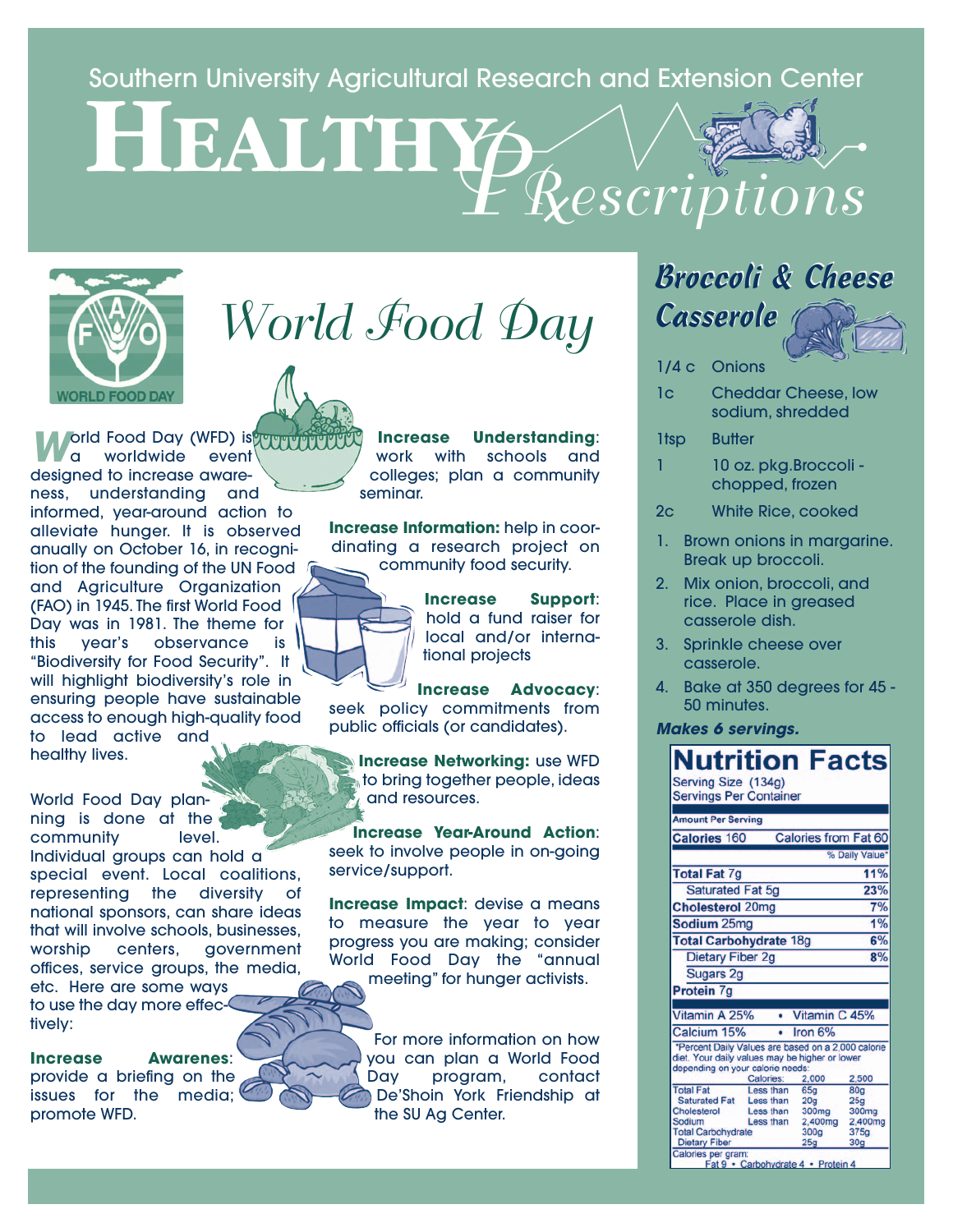Southern University Agricultural Research and Extension Center

# HEALTHY Prescriptions

## World Food Day

WORLD FOOD DAY

World Food Day (WFD) is a worldwide event designed to increase awareness, understanding and informed, year-around action to alleviate hunger. It is observed anually on October 16, in recognition of the founding of the UN Food and Agriculture Organization (FAO) in 1945. The first World Food Day was in 1981. The theme for this year's observance is "Biodiversity for Food Security". It will highlight biodiversity's role in ensuring people have sustainable access to enough high-quality food to lead active and healthy lives.

World Food Day planning is done at the community level. Individual groups can hold a special event. Local coalitions, representing the diversity of national sponsors, can share ideas that will involve schools, businesses, worship centers, government offices, service groups, the media, etc. Here are some ways to use the day more effectively:

**Increase Awarenes**: provide a briefing on the issues for the media; promote WFD.

**Increase Understanding**: work with schools and colleges; plan a community seminar.

**Increase Information:** help in coordinating a research project on community food security.

**Increase Support**: hold a fund raiser for local and/or international projects

**Increase Advocacy**: seek policy commitments from public officials (or candidates).

**Increase Networking:** use WFD to bring together people, ideas and resources.

**Increase Year-Around Action**: seek to involve people in on-going service/support.

**Increase Impact**: devise a means to measure the year to year progress you are making; consider World Food Day the "annual meeting" for hunger activists.

For more information on how you can plan a World Food Day program, contact De'Shoin York Friendship at the SU Ag Center.

## Broccoli & Cheese Casserole

- 1/4 c Onions
- 1c Cheddar Cheese, low sodium, shredded
- 1tsp Butter
- 1 10 oz. pkg.Broccoli - chopped, frozen
- 2c White Rice, cooked

1. Brown onions in margarine. Break up broccoli.
2. Mix onion, broccoli, and rice. Place in greased casserole dish.
3. Sprinkle cheese over casserole.
4. Bake at 350 degrees for 45 - 50 minutes.

***Makes 6 servings.***

**Nutrition Facts**

Serving Size (134g)
Servings Per Container

| Amount Per Serving | |
|---|---|
| **Calories** 160 | Calories from Fat 60 |
| | % Daily Value* |
| **Total Fat** 7g | 11% |
| Saturated Fat 5g | 23% |
| **Cholesterol** 20mg | 7% |
| **Sodium** 25mg | 1% |
| **Total Carbohydrate** 18g | 6% |
| Dietary Fiber 2g | 8% |
| Sugars 2g | |
| **Protein** 7g | |
| Vitamin A 25% • Vitamin C 45% | |
| Calcium 15% • Iron 6% | |

*Percent Daily Values are based on a 2,000 calorie diet. Your daily values may be higher or lower depending on your calorie needs:

| | Calories: | 2,000 | 2,500 |
|---|---|---|---|
| Total Fat | Less than | 65g | 80g |
| Saturated Fat | Less than | 20g | 25g |
| Cholesterol | Less than | 300mg | 300mg |
| Sodium | Less than | 2,400mg | 2,400mg |
| Total Carbohydrate | | 300g | 375g |
| Dietary Fiber | | 25g | 30g |

Calories per gram:
Fat 9 • Carbohydrate 4 • Protein 4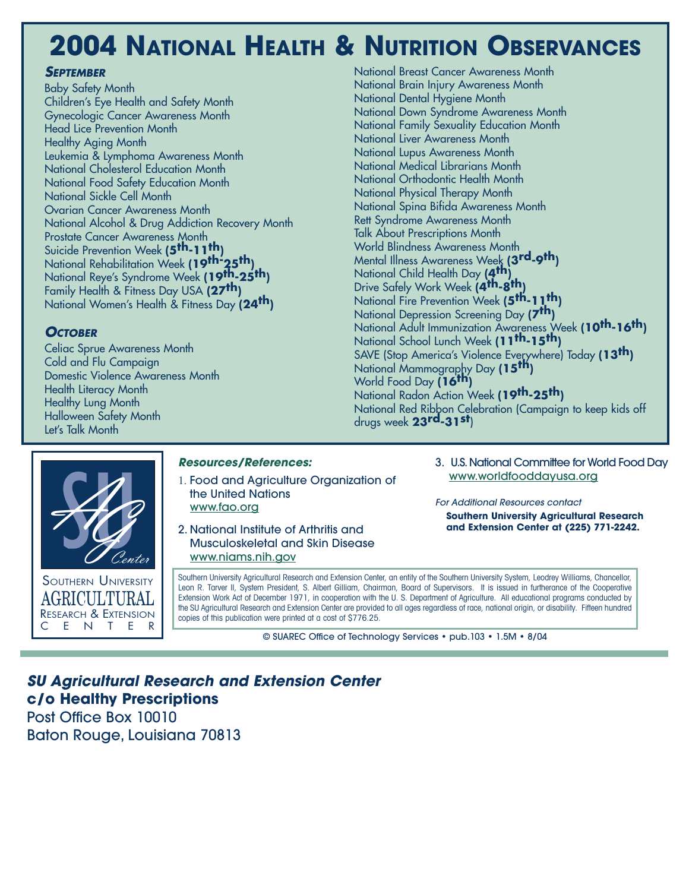# 2004 National Health & Nutrition Observances

***September***

Baby Safety Month
Children's Eye Health and Safety Month
Gynecologic Cancer Awareness Month
Head Lice Prevention Month
Healthy Aging Month
Leukemia & Lymphoma Awareness Month
National Cholesterol Education Month
National Food Safety Education Month
National Sickle Cell Month
Ovarian Cancer Awareness Month
National Alcohol & Drug Addiction Recovery Month
Prostate Cancer Awareness Month
Suicide Prevention Week **(5th-11th)**
National Rehabilitation Week **(19th-25th)**
National Reye's Syndrome Week **(19th-25th)**
Family Health & Fitness Day USA **(27th)**
National Women's Health & Fitness Day **(24th)**

***October***

Celiac Sprue Awareness Month
Cold and Flu Campaign
Domestic Violence Awareness Month
Health Literacy Month
Healthy Lung Month
Halloween Safety Month
Let's Talk Month
National Breast Cancer Awareness Month
National Brain Injury Awareness Month
National Dental Hygiene Month
National Down Syndrome Awareness Month
National Family Sexuality Education Month
National Liver Awareness Month
National Lupus Awareness Month
National Medical Librarians Month
National Orthodontic Health Month
National Physical Therapy Month
National Spina Bifida Awareness Month
Rett Syndrome Awareness Month
Talk About Prescriptions Month
World Blindness Awareness Month
Mental Illness Awareness Week **(3rd-9th)**
National Child Health Day **(4th)**
Drive Safely Work Week **(4th-8th)**
National Fire Prevention Week **(5th-11th)**
National Depression Screening Day **(7th)**
National Adult Immunization Awareness Week **(10th-16th)**
National School Lunch Week **(11th-15th)**
SAVE (Stop America's Violence Everywhere) Today **(13th)**
National Mammography Day **(15th)**
World Food Day **(16th)**
National Radon Action Week **(19th-25th)**
National Red Ribbon Celebration (Campaign to keep kids off drugs week **23rd-31st**)

SOUTHERN UNIVERSITY AGRICULTURAL RESEARCH & EXTENSION CENTER

***Resources/References:***

1. Food and Agriculture Organization of the United Nations
   www.fao.org
2. National Institute of Arthritis and Musculoskeletal and Skin Disease
   www.niams.nih.gov
3. U.S. National Committee for World Food Day
   www.worldfooddayusa.org

*For Additional Resources contact*
**Southern University Agricultural Research and Extension Center at (225) 771-2242.**

Southern University Agricultural Research and Extension Center, an entity of the Southern University System, Leodrey Williams, Chancellor, Leon R. Tarver II, System President, S. Albert Gilliam, Chairman, Board of Supervisors. It is issued in furtherance of the Cooperative Extension Work Act of December 1971, in cooperation with the U. S. Department of Agriculture. All educational programs conducted by the SU Agricultural Research and Extension Center are provided to all ages regardless of race, national origin, or disability. Fifteen hundred copies of this publication were printed at a cost of $776.25.

© SUAREC Office of Technology Services • pub.103 • 1.5M • 8/04

***SU Agricultural Research and Extension Center***
**c/o Healthy Prescriptions**
Post Office Box 10010
Baton Rouge, Louisiana 70813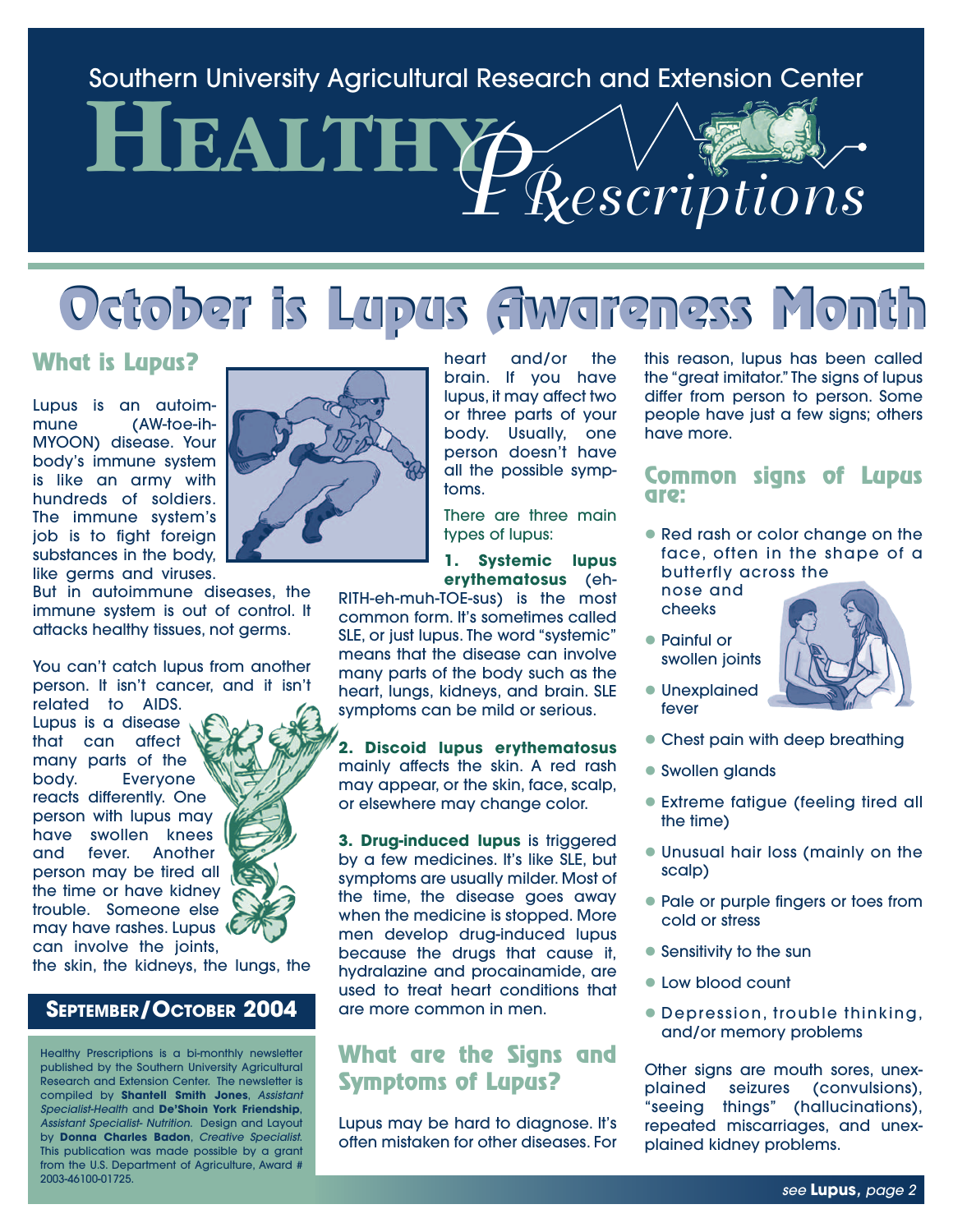Southern University Agricultural Research and Extension Center

# HEALTHY PRescriptions

# October is Lupus Awareness Month

## What is Lupus?

Lupus is an autoimmune (AW-toe-ih-MYOON) disease. Your body's immune system is like an army with hundreds of soldiers. The immune system's job is to fight foreign substances in the body, like germs and viruses. But in autoimmune diseases, the immune system is out of control. It attacks healthy tissues, not germs.

You can't catch lupus from another person. It isn't cancer, and it isn't related to AIDS. Lupus is a disease that can affect many parts of the body. Everyone reacts differently. One person with lupus may have swollen knees and fever. Another person may be tired all the time or have kidney trouble. Someone else may have rashes. Lupus can involve the joints, the skin, the kidneys, the lungs, the heart and/or the brain. If you have lupus, it may affect two or three parts of your body. Usually, one person doesn't have all the possible symptoms.

There are three main types of lupus:

**1. Systemic lupus erythematosus** (eh-RITH-eh-muh-TOE-sus) is the most common form. It's sometimes called SLE, or just lupus. The word "systemic" means that the disease can involve many parts of the body such as the heart, lungs, kidneys, and brain. SLE symptoms can be mild or serious.

**2. Discoid lupus erythematosus** mainly affects the skin. A red rash may appear, or the skin, face, scalp, or elsewhere may change color.

**3. Drug-induced lupus** is triggered by a few medicines. It's like SLE, but symptoms are usually milder. Most of the time, the disease goes away when the medicine is stopped. More men develop drug-induced lupus because the drugs that cause it, hydralazine and procainamide, are used to treat heart conditions that are more common in men.

## What are the Signs and Symptoms of Lupus?

Lupus may be hard to diagnose. It's often mistaken for other diseases. For this reason, lupus has been called the "great imitator." The signs of lupus differ from person to person. Some people have just a few signs; others have more.

## Common signs of Lupus are:

- Red rash or color change on the face, often in the shape of a butterfly across the nose and cheeks
- Painful or swollen joints
- Unexplained fever
- Chest pain with deep breathing
- Swollen glands
- Extreme fatigue (feeling tired all the time)
- Unusual hair loss (mainly on the scalp)
- Pale or purple fingers or toes from cold or stress
- Sensitivity to the sun
- Low blood count
- Depression, trouble thinking, and/or memory problems

Other signs are mouth sores, unexplained seizures (convulsions), "seeing things" (hallucinations), repeated miscarriages, and unexplained kidney problems.

*see* **Lupus**, *page 2*

**SEPTEMBER/OCTOBER 2004**

Healthy Prescriptions is a bi-monthly newsletter published by the Southern University Agricultural Research and Extension Center. The newsletter is compiled by **Shantell Smith Jones**, *Assistant Specialist-Health* and **De'Shoin York Friendship**, *Assistant Specialist- Nutrition.* Design and Layout by **Donna Charles Badon**, *Creative Specialist.* This publication was made possible by a grant from the U.S. Department of Agriculture, Award # 2003-46100-01725.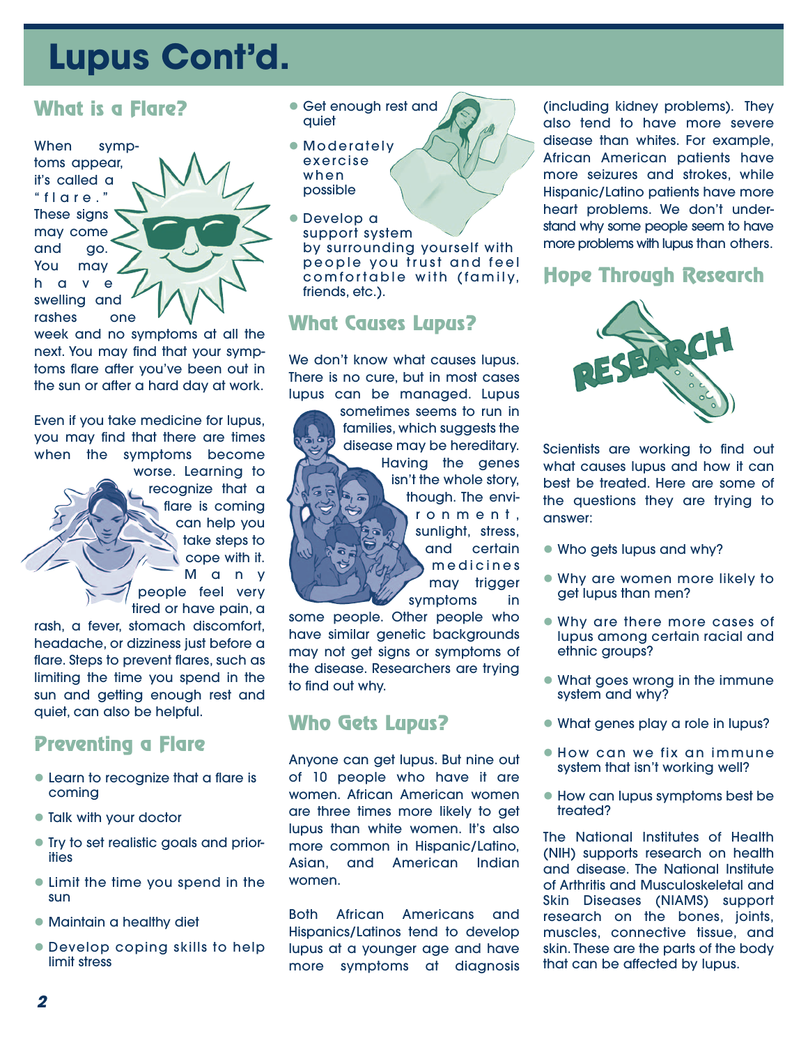# Lupus Cont'd.

## What is a Flare?

When symptoms appear, it's called a "flare." These signs may come and go. You may have swelling and rashes one week and no symptoms at all the next. You may find that your symptoms flare after you've been out in the sun or after a hard day at work.

Even if you take medicine for lupus, you may find that there are times when the symptoms become worse. Learning to recognize that a flare is coming can help you take steps to cope with it. Many people feel very tired or have pain, a rash, a fever, stomach discomfort, headache, or dizziness just before a flare. Steps to prevent flares, such as limiting the time you spend in the sun and getting enough rest and quiet, can also be helpful.

## Preventing a Flare

- Learn to recognize that a flare is coming
- Talk with your doctor
- Try to set realistic goals and priorities
- Limit the time you spend in the sun
- Maintain a healthy diet
- Develop coping skills to help limit stress
- Get enough rest and quiet
- Moderately exercise when possible
- Develop a support system by surrounding yourself with people you trust and feel comfortable with (family, friends, etc.).

## What Causes Lupus?

We don't know what causes lupus. There is no cure, but in most cases lupus can be managed. Lupus sometimes seems to run in families, which suggests the disease may be hereditary. Having the genes isn't the whole story, though. The environment, sunlight, stress, and certain medicines may trigger symptoms in some people. Other people who have similar genetic backgrounds may not get signs or symptoms of the disease. Researchers are trying to find out why.

## Who Gets Lupus?

Anyone can get lupus. But nine out of 10 people who have it are women. African American women are three times more likely to get lupus than white women. It's also more common in Hispanic/Latino, Asian, and American Indian women.

Both African Americans and Hispanics/Latinos tend to develop lupus at a younger age and have more symptoms at diagnosis (including kidney problems). They also tend to have more severe disease than whites. For example, African American patients have more seizures and strokes, while Hispanic/Latino patients have more heart problems. We don't understand why some people seem to have more problems with lupus than others.

## Hope Through Research

Scientists are working to find out what causes lupus and how it can best be treated. Here are some of the questions they are trying to answer:

- Who gets lupus and why?
- Why are women more likely to get lupus than men?
- Why are there more cases of lupus among certain racial and ethnic groups?
- What goes wrong in the immune system and why?
- What genes play a role in lupus?
- How can we fix an immune system that isn't working well?
- How can lupus symptoms best be treated?

The National Institutes of Health (NIH) supports research on health and disease. The National Institute of Arthritis and Musculoskeletal and Skin Diseases (NIAMS) support research on the bones, joints, muscles, connective tissue, and skin. These are the parts of the body that can be affected by lupus.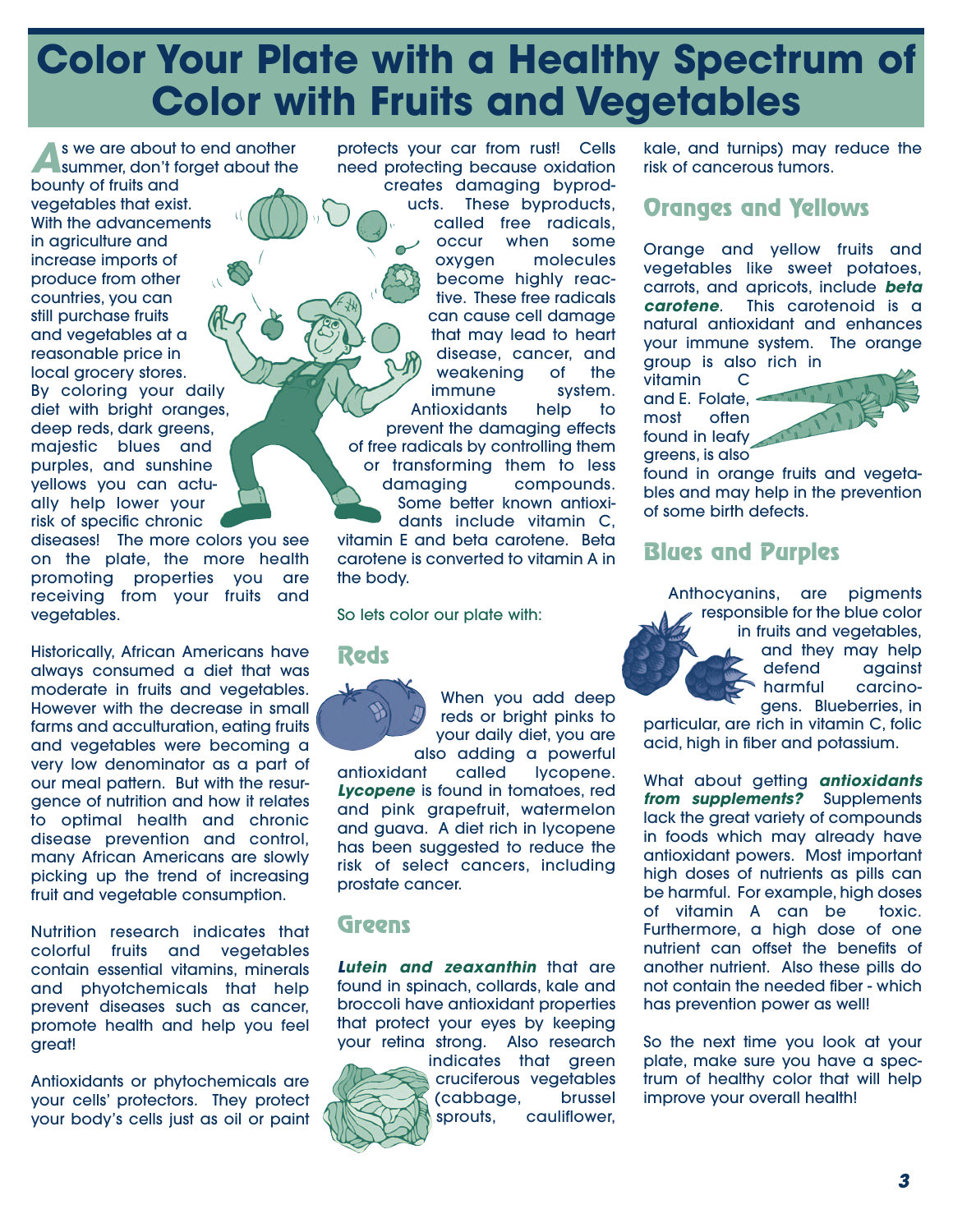# Color Your Plate with a Healthy Spectrum of Color with Fruits and Vegetables

As we are about to end another summer, don't forget about the bounty of fruits and vegetables that exist. With the advancements in agriculture and increase imports of produce from other countries, you can still purchase fruits and vegetables at a reasonable price in local grocery stores. By coloring your daily diet with bright oranges, deep reds, dark greens, majestic blues and purples, and sunshine yellows you can actually help lower your risk of specific chronic diseases! The more colors you see on the plate, the more health promoting properties you are receiving from your fruits and vegetables.

Historically, African Americans have always consumed a diet that was moderate in fruits and vegetables. However with the decrease in small farms and acculturation, eating fruits and vegetables were becoming a very low denominator as a part of our meal pattern. But with the resurgence of nutrition and how it relates to optimal health and chronic disease prevention and control, many African Americans are slowly picking up the trend of increasing fruit and vegetable consumption.

Nutrition research indicates that colorful fruits and vegetables contain essential vitamins, minerals and phyotchemicals that help prevent diseases such as cancer, promote health and help you feel great!

Antioxidants or phytochemicals are your cells' protectors. They protect your body's cells just as oil or paint protects your car from rust! Cells need protecting because oxidation creates damaging byproducts. These byproducts, called free radicals, occur when some oxygen molecules become highly reactive. These free radicals can cause cell damage that may lead to heart disease, cancer, and weakening of the immune system. Antioxidants help to prevent the damaging effects of free radicals by controlling them or transforming them to less damaging compounds. Some better known antioxidants include vitamin C, vitamin E and beta carotene. Beta carotene is converted to vitamin A in the body.

So lets color our plate with:

## Reds

When you add deep reds or bright pinks to your daily diet, you are also adding a powerful antioxidant called lycopene. ***Lycopene*** is found in tomatoes, red and pink grapefruit, watermelon and guava. A diet rich in lycopene has been suggested to reduce the risk of select cancers, including prostate cancer.

## Greens

***Lutein and zeaxanthin*** that are found in spinach, collards, kale and broccoli have antioxidant properties that protect your eyes by keeping your retina strong. Also research indicates that green cruciferous vegetables (cabbage, brussel sprouts, cauliflower, kale, and turnips) may reduce the risk of cancerous tumors.

## Oranges and Yellows

Orange and yellow fruits and vegetables like sweet potatoes, carrots, and apricots, include ***beta carotene***. This carotenoid is a natural antioxidant and enhances your immune system. The orange group is also rich in vitamin C and E. Folate, most often found in leafy greens, is also found in orange fruits and vegetables and may help in the prevention of some birth defects.

## Blues and Purples

Anthocyanins, are pigments responsible for the blue color in fruits and vegetables, and they may help defend against harmful carcinogens. Blueberries, in particular, are rich in vitamin C, folic acid, high in fiber and potassium.

What about getting ***antioxidants from supplements?*** Supplements lack the great variety of compounds in foods which may already have antioxidant powers. Most important high doses of nutrients as pills can be harmful. For example, high doses of vitamin A can be toxic. Furthermore, a high dose of one nutrient can offset the benefits of another nutrient. Also these pills do not contain the needed fiber - which has prevention power as well!

So the next time you look at your plate, make sure you have a spectrum of healthy color that will help improve your overall health!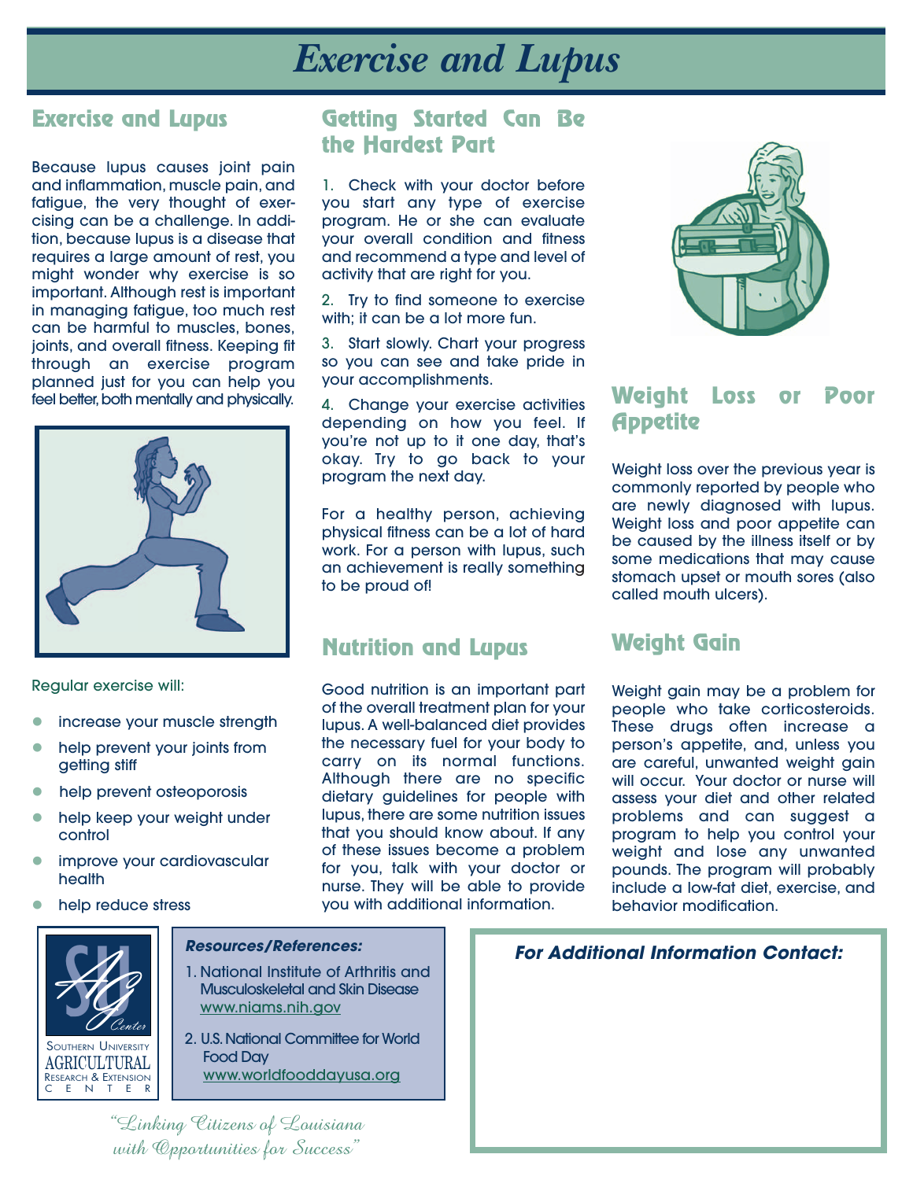# Exercise and Lupus

## Exercise and Lupus

Because lupus causes joint pain and inflammation, muscle pain, and fatigue, the very thought of exercising can be a challenge. In addition, because lupus is a disease that requires a large amount of rest, you might wonder why exercise is so important. Although rest is important in managing fatigue, too much rest can be harmful to muscles, bones, joints, and overall fitness. Keeping fit through an exercise program planned just for you can help you feel better, both mentally and physically.

Regular exercise will:

- increase your muscle strength
- help prevent your joints from getting stiff
- help prevent osteoporosis
- help keep your weight under control
- improve your cardiovascular health
- help reduce stress

## Getting Started Can Be the Hardest Part

1. Check with your doctor before you start any type of exercise program. He or she can evaluate your overall condition and fitness and recommend a type and level of activity that are right for you.
2. Try to find someone to exercise with; it can be a lot more fun.
3. Start slowly. Chart your progress so you can see and take pride in your accomplishments.
4. Change your exercise activities depending on how you feel. If you're not up to it one day, that's okay. Try to go back to your program the next day.

For a healthy person, achieving physical fitness can be a lot of hard work. For a person with lupus, such an achievement is really something to be proud of!

## Nutrition and Lupus

Good nutrition is an important part of the overall treatment plan for your lupus. A well-balanced diet provides the necessary fuel for your body to carry on its normal functions. Although there are no specific dietary guidelines for people with lupus, there are some nutrition issues that you should know about. If any of these issues become a problem for you, talk with your doctor or nurse. They will be able to provide you with additional information.

## Weight Loss or Poor Appetite

Weight loss over the previous year is commonly reported by people who are newly diagnosed with lupus. Weight loss and poor appetite can be caused by the illness itself or by some medications that may cause stomach upset or mouth sores (also called mouth ulcers).

## Weight Gain

Weight gain may be a problem for people who take corticosteroids. These drugs often increase a person's appetite, and, unless you are careful, unwanted weight gain will occur. Your doctor or nurse will assess your diet and other related problems and can suggest a program to help you control your weight and lose any unwanted pounds. The program will probably include a low-fat diet, exercise, and behavior modification.

Southern University Agricultural Research & Extension Center

***Resources/References:***

1. National Institute of Arthritis and Musculoskeletal and Skin Disease www.niams.nih.gov
2. U.S. National Committee for World Food Day www.worldfooddayusa.org

***For Additional Information Contact:***

*"Linking Citizens of Louisiana with Opportunities for Success"*